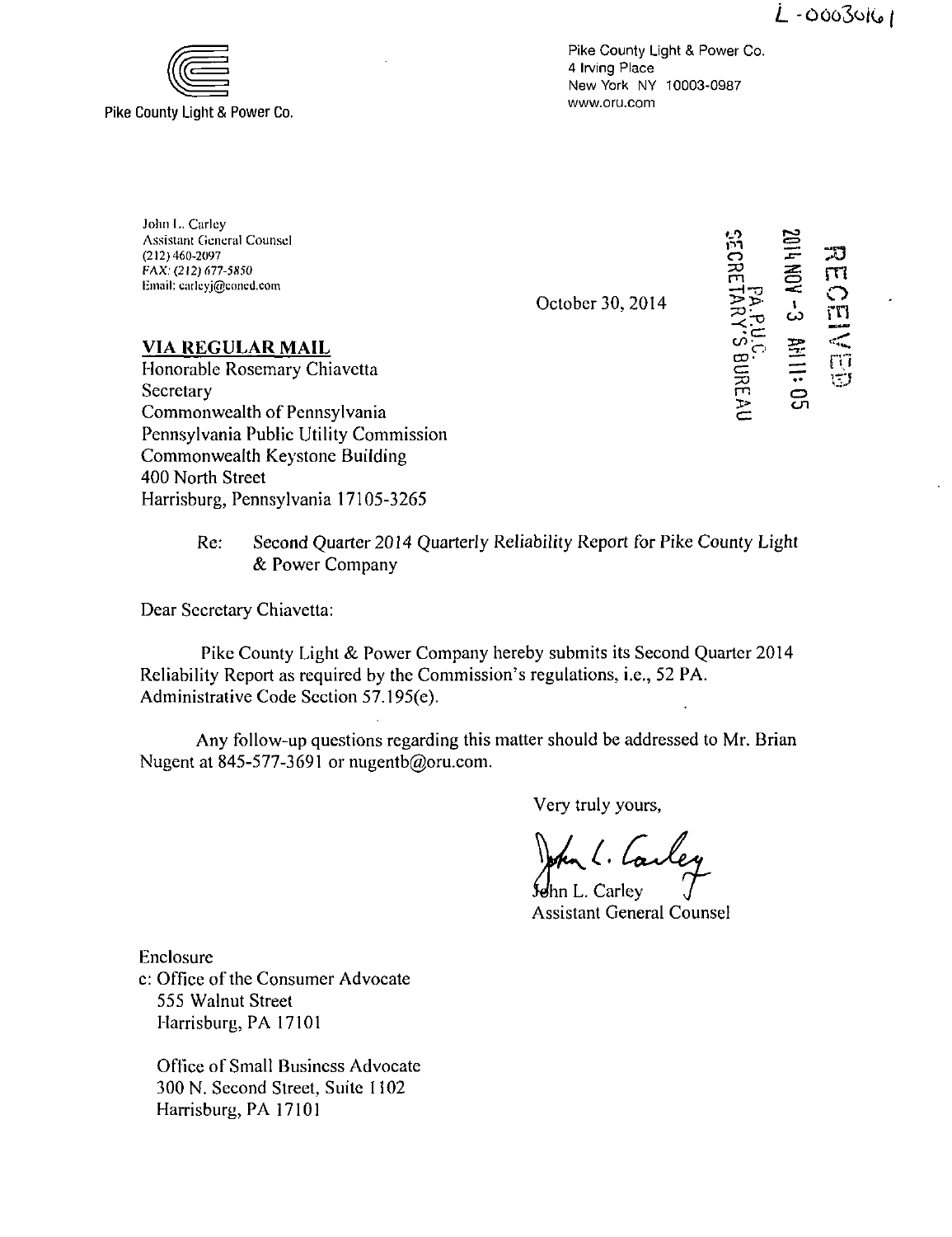L-00030161

Pike County Light & Power Co.

Pike County Light & Power Co.
4 Irving Place
New York NY 10003-0987
www.oru.com

John L. Carley
Assistant General Counsel
(212) 460-2097
FAX: (212) 677-5850
Email: carleyj@coned.com

October 30, 2014

RECEIVED
2014 NOV -3 AM 11:05
PA.P.U.C.
SECRETARY'S BUREAU

**VIA REGULAR MAIL**
Honorable Rosemary Chiavetta
Secretary
Commonwealth of Pennsylvania
Pennsylvania Public Utility Commission
Commonwealth Keystone Building
400 North Street
Harrisburg, Pennsylvania 17105-3265

Re: Second Quarter 2014 Quarterly Reliability Report for Pike County Light & Power Company

Dear Secretary Chiavetta:

Pike County Light & Power Company hereby submits its Second Quarter 2014 Reliability Report as required by the Commission's regulations, i.e., 52 PA. Administrative Code Section 57.195(e).

Any follow-up questions regarding this matter should be addressed to Mr. Brian Nugent at 845-577-3691 or nugentb@oru.com.

Very truly yours,

John L. Carley
Assistant General Counsel

Enclosure
c: Office of the Consumer Advocate
555 Walnut Street
Harrisburg, PA 17101

Office of Small Business Advocate
300 N. Second Street, Suite 1102
Harrisburg, PA 17101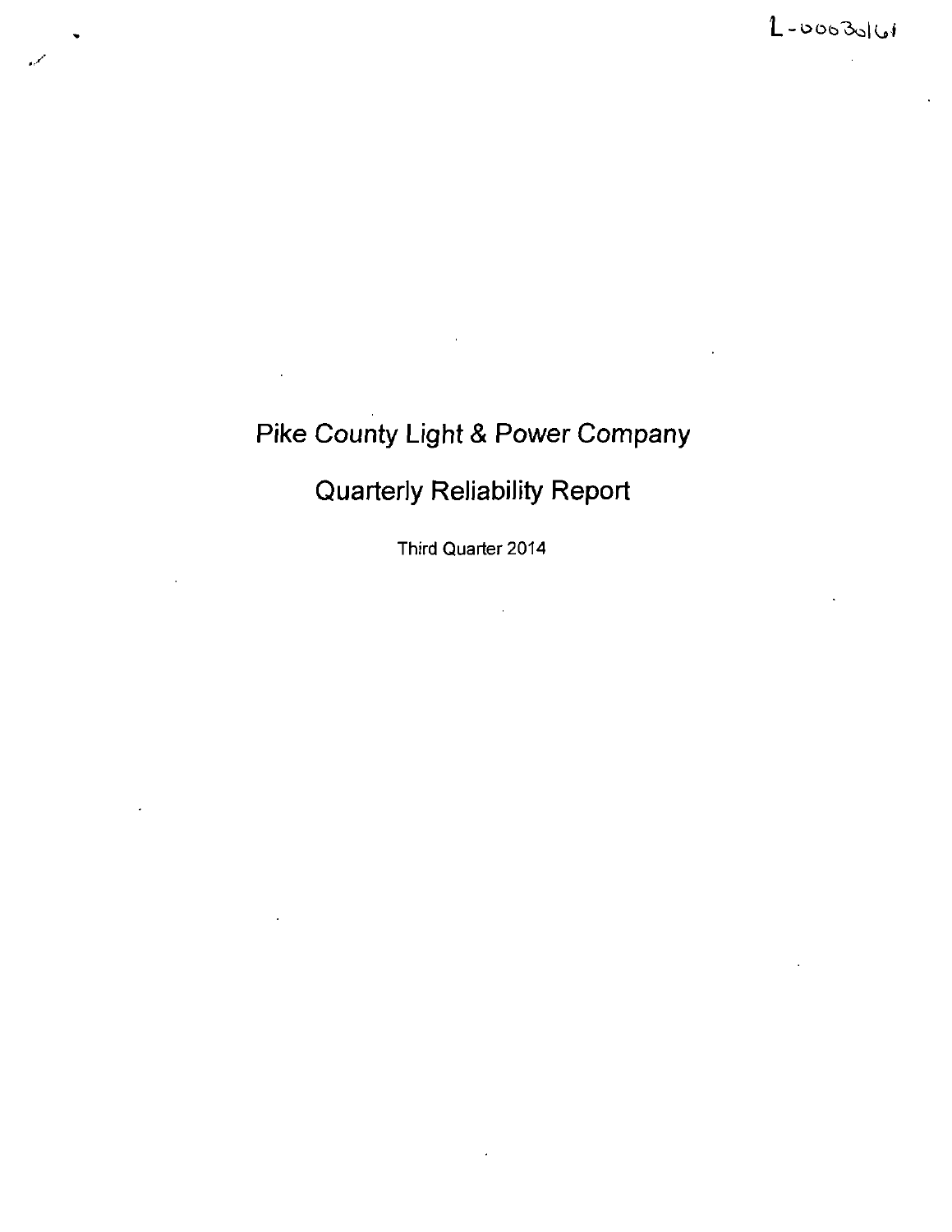L-00030161

# Pike County Light & Power Company

# Quarterly Reliability Report

Third Quarter 2014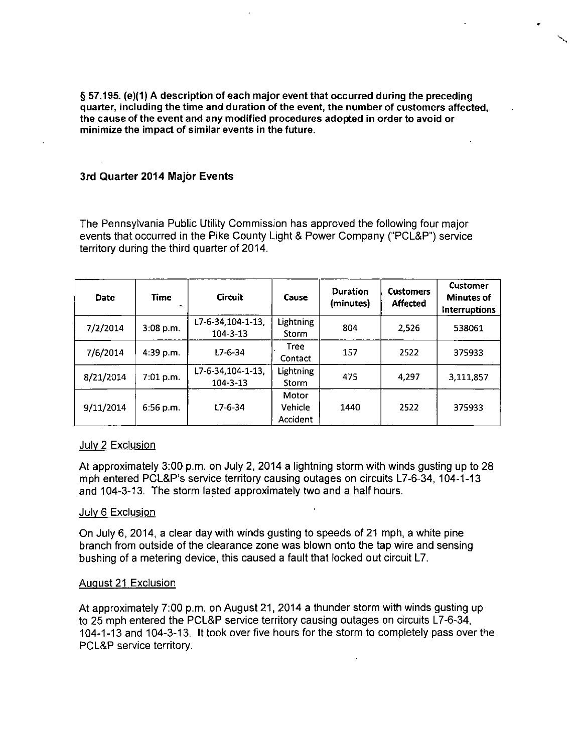**§ 57.195. (e)(1) A description of each major event that occurred during the preceding quarter, including the time and duration of the event, the number of customers affected, the cause of the event and any modified procedures adopted in order to avoid or minimize the impact of similar events in the future.**

### 3rd Quarter 2014 Major Events

The Pennsylvania Public Utility Commission has approved the following four major events that occurred in the Pike County Light & Power Company ("PCL&P") service territory during the third quarter of 2014.

| Date | Time | Circuit | Cause | Duration (minutes) | Customers Affected | Customer Minutes of Interruptions |
|---|---|---|---|---|---|---|
| 7/2/2014 | 3:08 p.m. | L7-6-34,104-1-13, 104-3-13 | Lightning Storm | 804 | 2,526 | 538061 |
| 7/6/2014 | 4:39 p.m. | L7-6-34 | Tree Contact | 157 | 2522 | 375933 |
| 8/21/2014 | 7:01 p.m. | L7-6-34,104-1-13, 104-3-13 | Lightning Storm | 475 | 4,297 | 3,111,857 |
| 9/11/2014 | 6:56 p.m. | L7-6-34 | Motor Vehicle Accident | 1440 | 2522 | 375933 |

July 2 Exclusion

At approximately 3:00 p.m. on July 2, 2014 a lightning storm with winds gusting up to 28 mph entered PCL&P's service territory causing outages on circuits L7-6-34, 104-1-13 and 104-3-13. The storm lasted approximately two and a half hours.

July 6 Exclusion

On July 6, 2014, a clear day with winds gusting to speeds of 21 mph, a white pine branch from outside of the clearance zone was blown onto the tap wire and sensing bushing of a metering device, this caused a fault that locked out circuit L7.

August 21 Exclusion

At approximately 7:00 p.m. on August 21, 2014 a thunder storm with winds gusting up to 25 mph entered the PCL&P service territory causing outages on circuits L7-6-34, 104-1-13 and 104-3-13. It took over five hours for the storm to completely pass over the PCL&P service territory.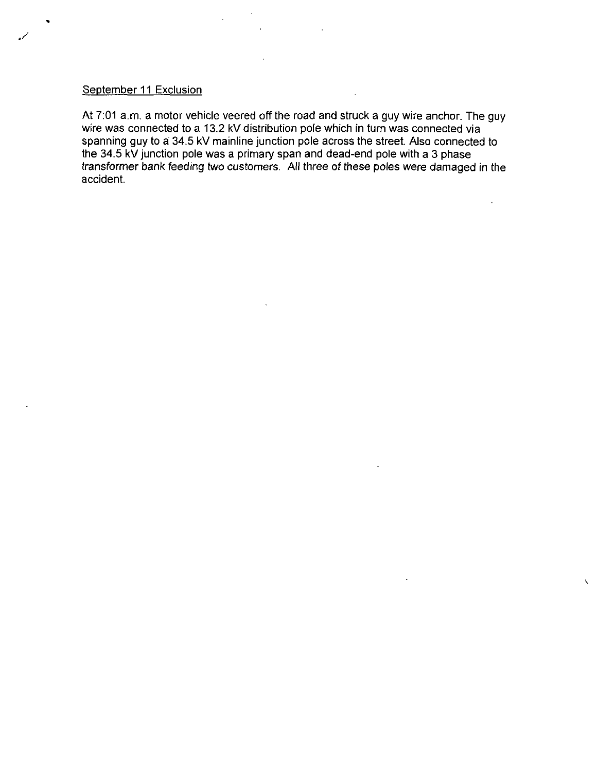<u>September 11 Exclusion</u>

At 7:01 a.m. a motor vehicle veered off the road and struck a guy wire anchor. The guy wire was connected to a 13.2 kV distribution pole which in turn was connected via spanning guy to a 34.5 kV mainline junction pole across the street. Also connected to the 34.5 kV junction pole was a primary span and dead-end pole with a 3 phase transformer bank feeding two customers. All three of these poles were damaged in the accident.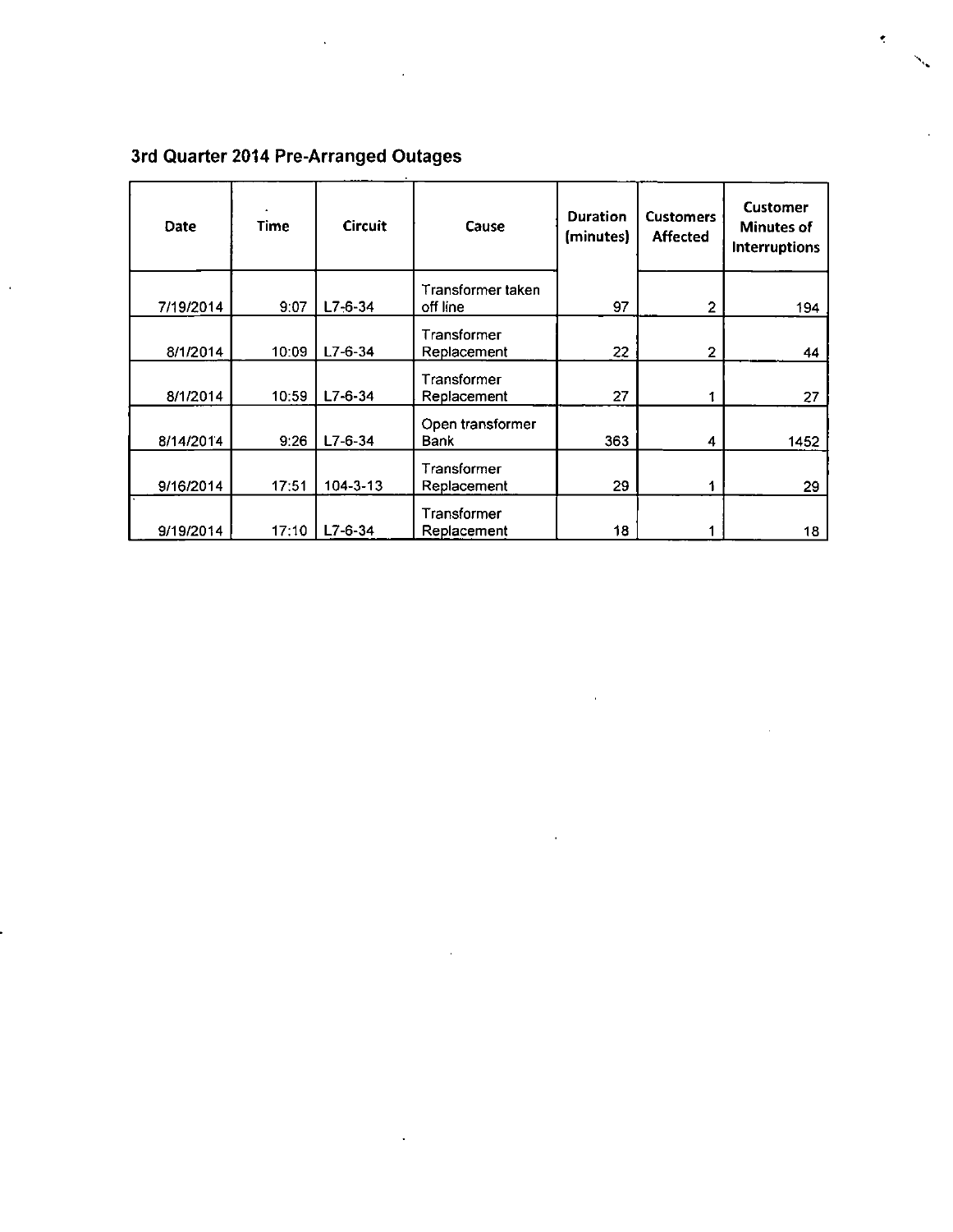## 3rd Quarter 2014 Pre-Arranged Outages

| Date | Time | Circuit | Cause | Duration (minutes) | Customers Affected | Customer Minutes of Interruptions |
|---|---|---|---|---|---|---|
| 7/19/2014 | 9:07 | L7-6-34 | Transformer taken off line | 97 | 2 | 194 |
| 8/1/2014 | 10:09 | L7-6-34 | Transformer Replacement | 22 | 2 | 44 |
| 8/1/2014 | 10:59 | L7-6-34 | Transformer Replacement | 27 | 1 | 27 |
| 8/14/2014 | 9:26 | L7-6-34 | Open transformer Bank | 363 | 4 | 1452 |
| 9/16/2014 | 17:51 | 104-3-13 | Transformer Replacement | 29 | 1 | 29 |
| 9/19/2014 | 17:10 | L7-6-34 | Transformer Replacement | 18 | 1 | 18 |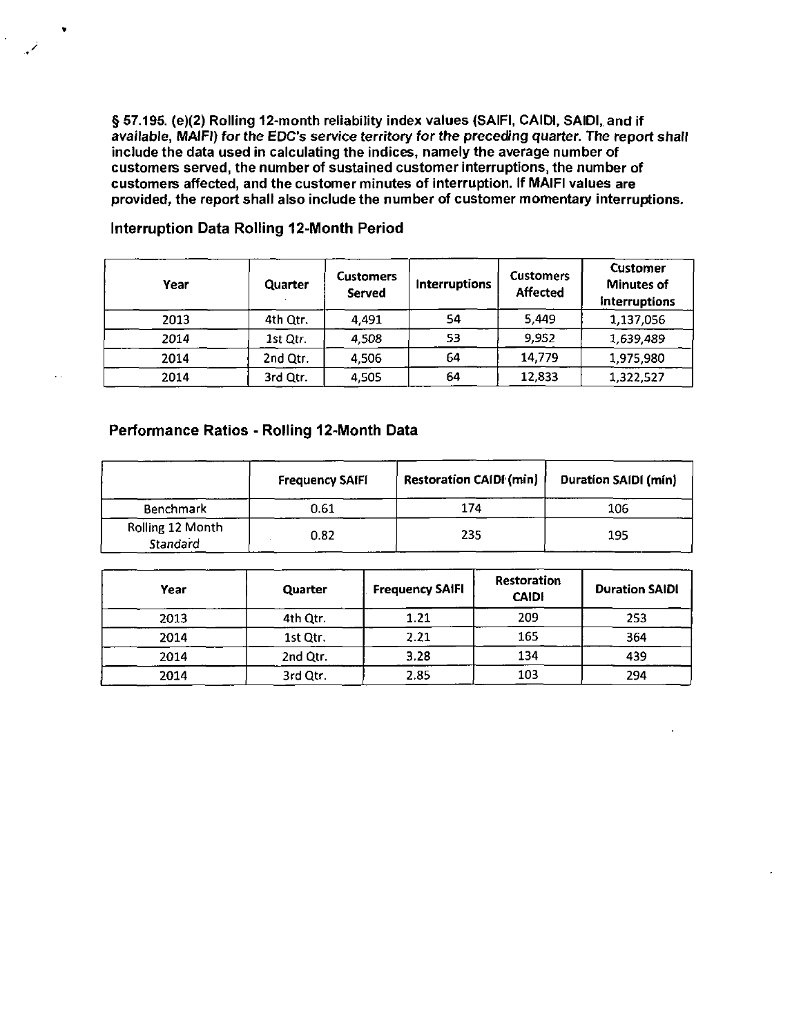**§ 57.195. (e)(2) Rolling 12-month reliability index values (SAIFI, CAIDI, SAIDI, and if available, MAIFI) for the EDC's service territory for the preceding quarter. The report shall include the data used in calculating the indices, namely the average number of customers served, the number of sustained customer interruptions, the number of customers affected, and the customer minutes of interruption. If MAIFI values are provided, the report shall also include the number of customer momentary interruptions.**

## Interruption Data Rolling 12-Month Period

| Year | Quarter | Customers Served | Interruptions | Customers Affected | Customer Minutes of Interruptions |
|---|---|---|---|---|---|
| 2013 | 4th Qtr. | 4,491 | 54 | 5,449 | 1,137,056 |
| 2014 | 1st Qtr. | 4,508 | 53 | 9,952 | 1,639,489 |
| 2014 | 2nd Qtr. | 4,506 | 64 | 14,779 | 1,975,980 |
| 2014 | 3rd Qtr. | 4,505 | 64 | 12,833 | 1,322,527 |

## Performance Ratios - Rolling 12-Month Data

| | Frequency SAIFI | Restoration CAIDI (min) | Duration SAIDI (min) |
|---|---|---|---|
| Benchmark | 0.61 | 174 | 106 |
| Rolling 12 Month *Standard* | 0.82 | 235 | 195 |

| Year | Quarter | Frequency SAIFI | Restoration CAIDI | Duration SAIDI |
|---|---|---|---|---|
| 2013 | 4th Qtr. | 1.21 | 209 | 253 |
| 2014 | 1st Qtr. | 2.21 | 165 | 364 |
| 2014 | 2nd Qtr. | 3.28 | 134 | 439 |
| 2014 | 3rd Qtr. | 2.85 | 103 | 294 |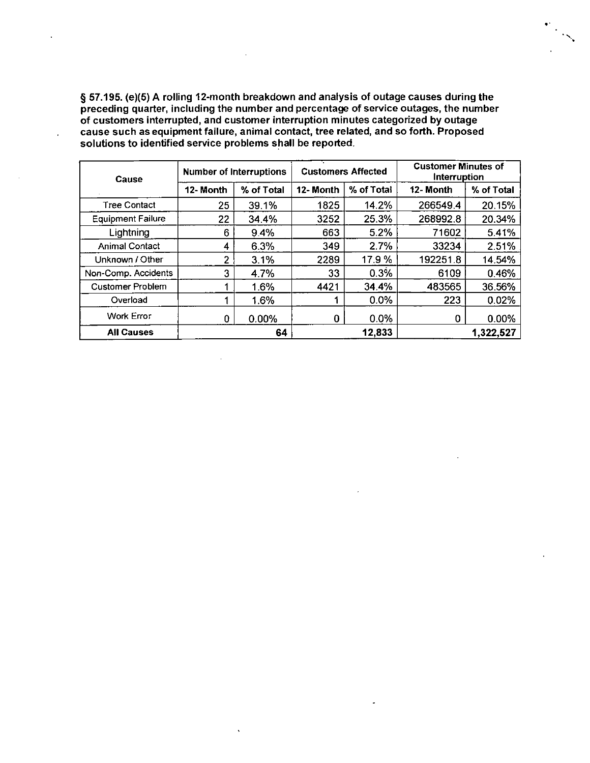**§ 57.195. (e)(5) A rolling 12-month breakdown and analysis of outage causes during the preceding quarter, including the number and percentage of service outages, the number of customers interrupted, and customer interruption minutes categorized by outage cause such as equipment failure, animal contact, tree related, and so forth. Proposed solutions to identified service problems shall be reported.**

| Cause | Number of Interruptions | | Customers Affected | | Customer Minutes of Interruption | |
|---|---|---|---|---|---|---|
| | 12- Month | % of Total | 12- Month | % of Total | 12- Month | % of Total |
| Tree Contact | 25 | 39.1% | 1825 | 14.2% | 266549.4 | 20.15% |
| Equipment Failure | 22 | 34.4% | 3252 | 25.3% | 268992.8 | 20.34% |
| Lightning | 6 | 9.4% | 663 | 5.2% | 71602 | 5.41% |
| Animal Contact | 4 | 6.3% | 349 | 2.7% | 33234 | 2.51% |
| Unknown / Other | 2 | 3.1% | 2289 | 17.9 % | 192251.8 | 14.54% |
| Non-Comp. Accidents | 3 | 4.7% | 33 | 0.3% | 6109 | 0.46% |
| Customer Problem | 1 | 1.6% | 4421 | 34.4% | 483565 | 36.56% |
| Overload | 1 | 1.6% | 1 | 0.0% | 223 | 0.02% |
| Work Error | 0 | 0.00% | 0 | 0.0% | 0 | 0.00% |
| **All Causes** | | **64** | | **12,833** | | **1,322,527** |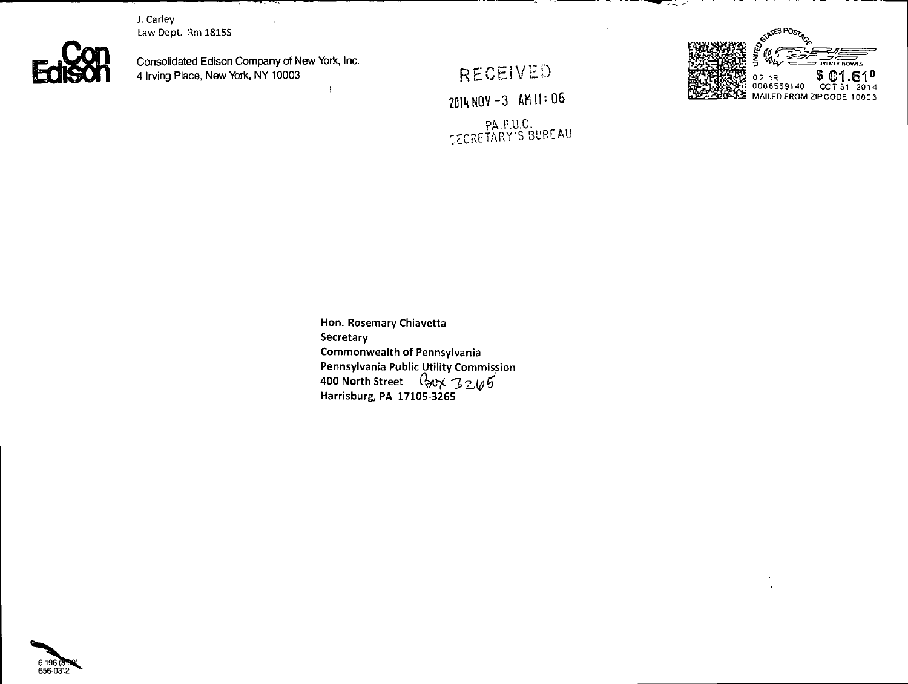J. Carley
Law Dept. Rm 1815S

Con Edison

Consolidated Edison Company of New York, Inc.
4 Irving Place, New York, NY 10003

RECEIVED

2014 NOV -3 AM 11:06

PA.P.U.C.
SECRETARY'S BUREAU

UNITED STATES POSTAGE
PITNEY BOWES
02 1R
0006559140
$ 01.61[0]
OCT 31 2014
MAILED FROM ZIP CODE 10003

**Hon. Rosemary Chiavetta**
**Secretary**
**Commonwealth of Pennsylvania**
**Pennsylvania Public Utility Commission**
**400 North Street** Box 3265
**Harrisburg, PA 17105-3265**

6-196 (8-90)
656-0312